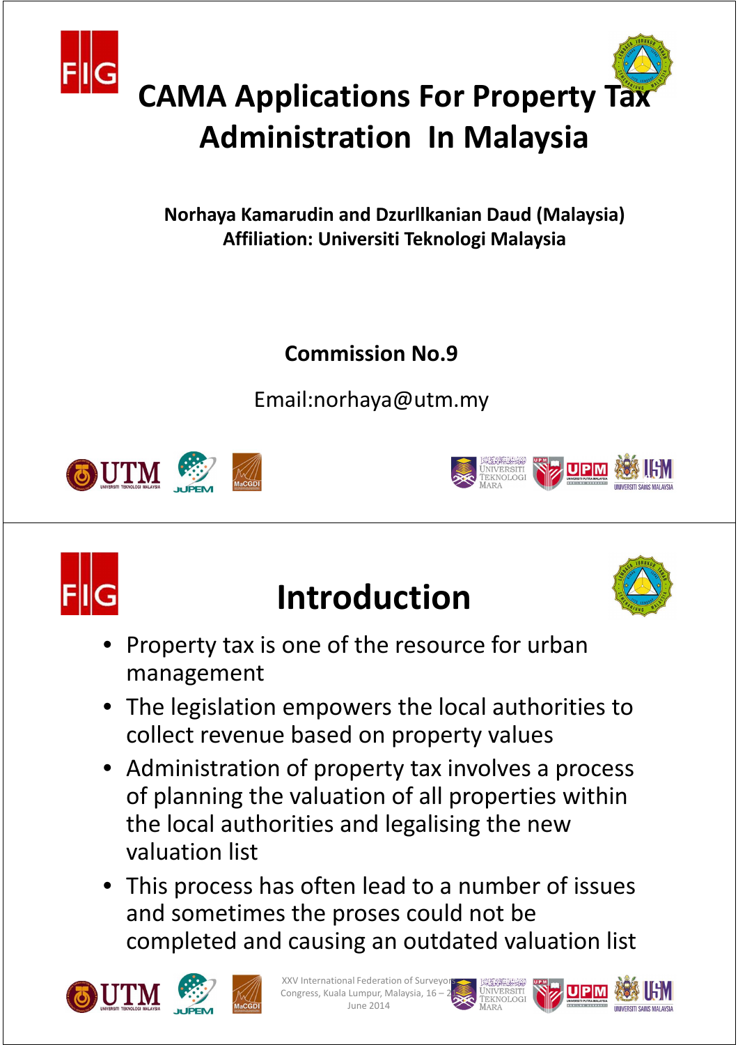# CAMA Applications For Property Tax Administration In Malaysia

**Norhaya Kamarudin and Dzurllkanian Daud (Malaysia)**
**Affiliation: Universiti Teknologi Malaysia**

**Commission No.9**

Email:norhaya@utm.my

# Introduction

- Property tax is one of the resource for urban management
- The legislation empowers the local authorities to collect revenue based on property values
- Administration of property tax involves a process of planning the valuation of all properties within the local authorities and legalising the new valuation list
- This process has often lead to a number of issues and sometimes the proses could not be completed and causing an outdated valuation list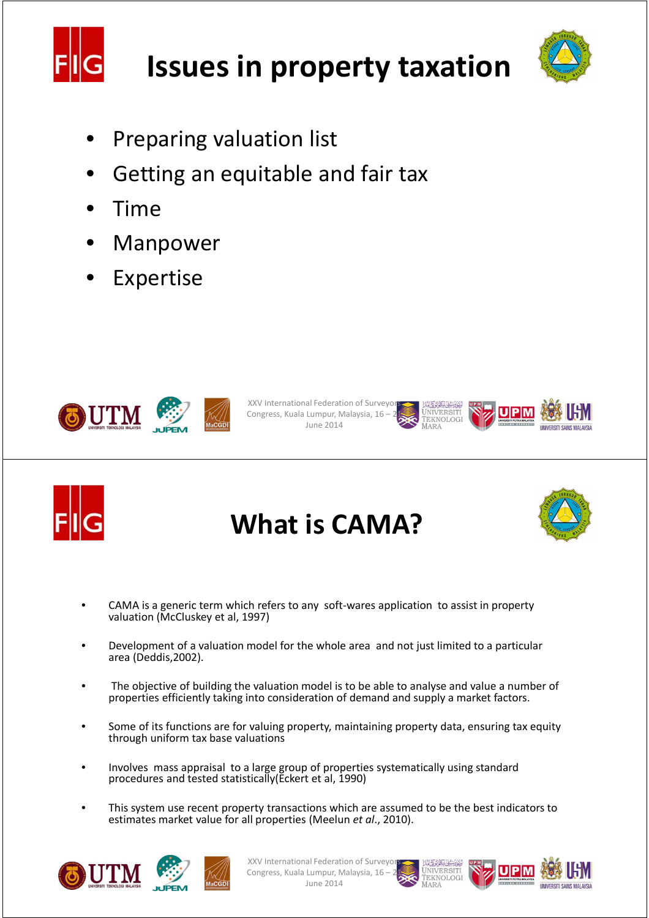# Issues in property taxation

- Preparing valuation list
- Getting an equitable and fair tax
- Time
- Manpower
- Expertise

# What is CAMA?

- CAMA is a generic term which refers to any soft-wares application to assist in property valuation (McCluskey et al, 1997)
- Development of a valuation model for the whole area and not just limited to a particular area (Deddis,2002).
- The objective of building the valuation model is to be able to analyse and value a number of properties efficiently taking into consideration of demand and supply a market factors.
- Some of its functions are for valuing property, maintaining property data, ensuring tax equity through uniform tax base valuations
- Involves mass appraisal to a large group of properties systematically using standard procedures and tested statistically(Eckert et al, 1990)
- This system use recent property transactions which are assumed to be the best indicators to estimates market value for all properties (Meelun *et al*., 2010).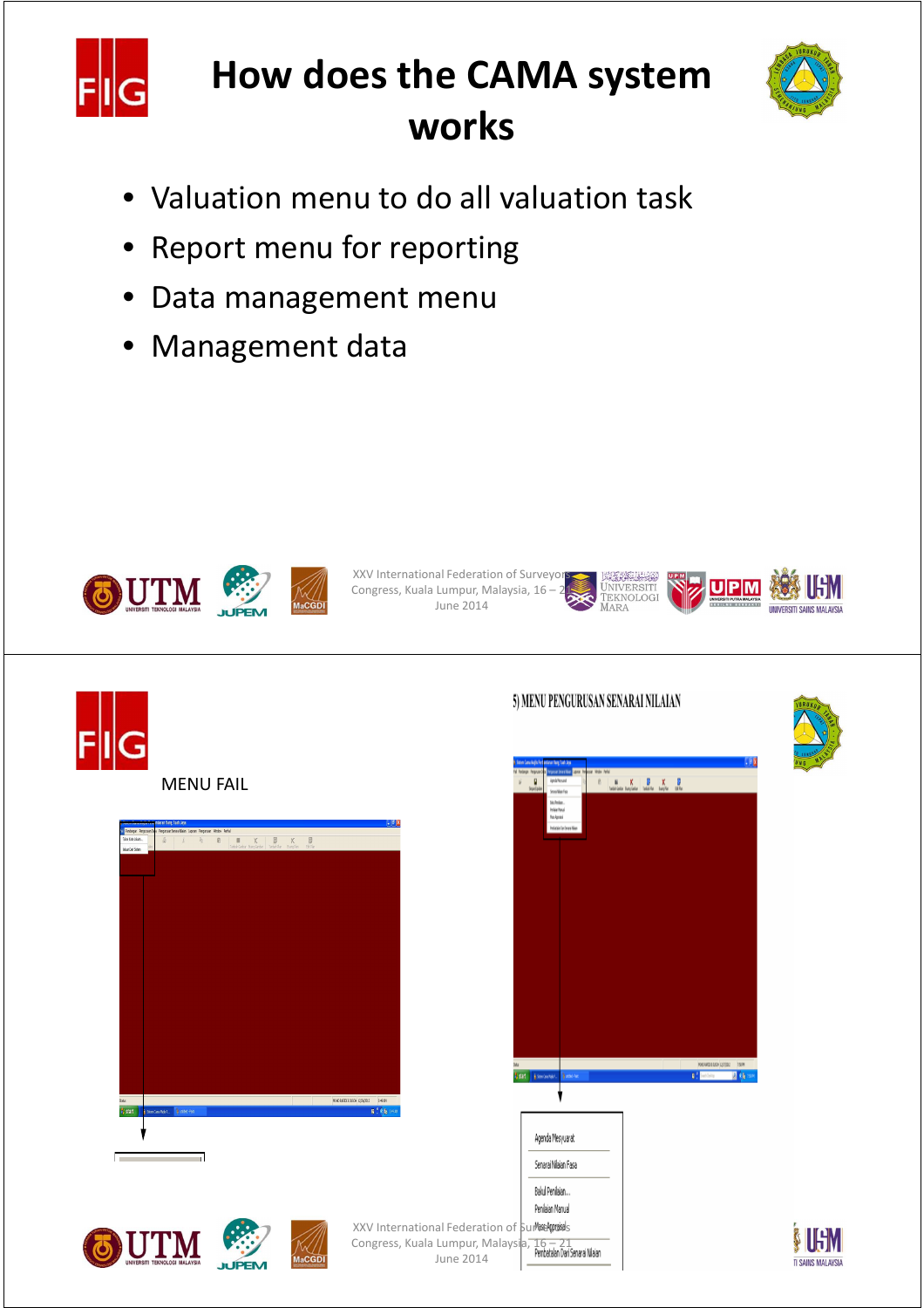# How does the CAMA system works

- Valuation menu to do all valuation task
- Report menu for reporting
- Data management menu
- Management data

MENU FAIL

5) MENU PENGURUSAN SENARAI NILAIAN

Agenda Mesyuarat

Senarai Nilaian Fasa

Baki Penilaian...

Penilaian Manual

Mesej Appraisals

Pembatalan Dari Senarai Nilaian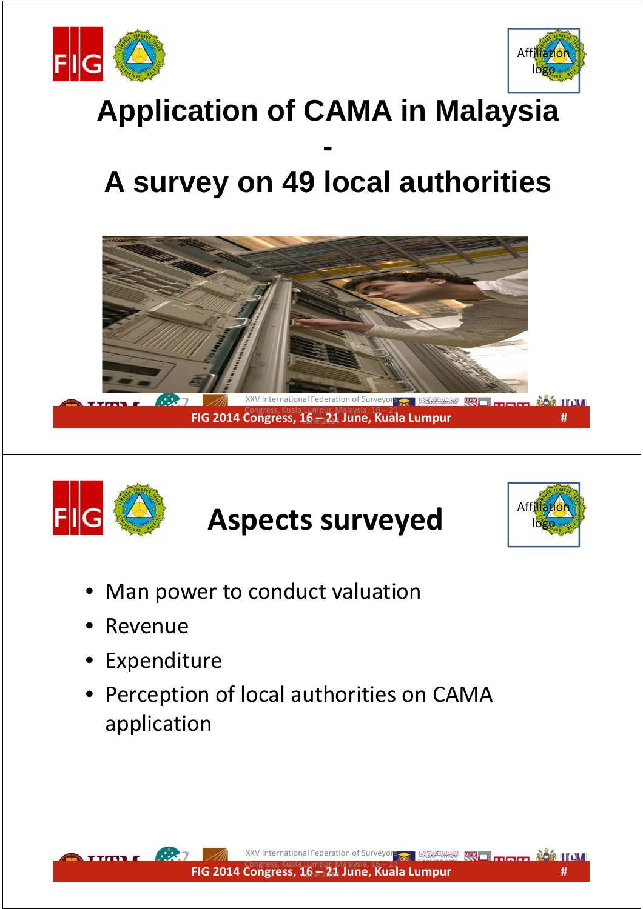# Application of CAMA in Malaysia - A survey on 49 local authorities

## Aspects surveyed

- Man power to conduct valuation
- Revenue
- Expenditure
- Perception of local authorities on CAMA application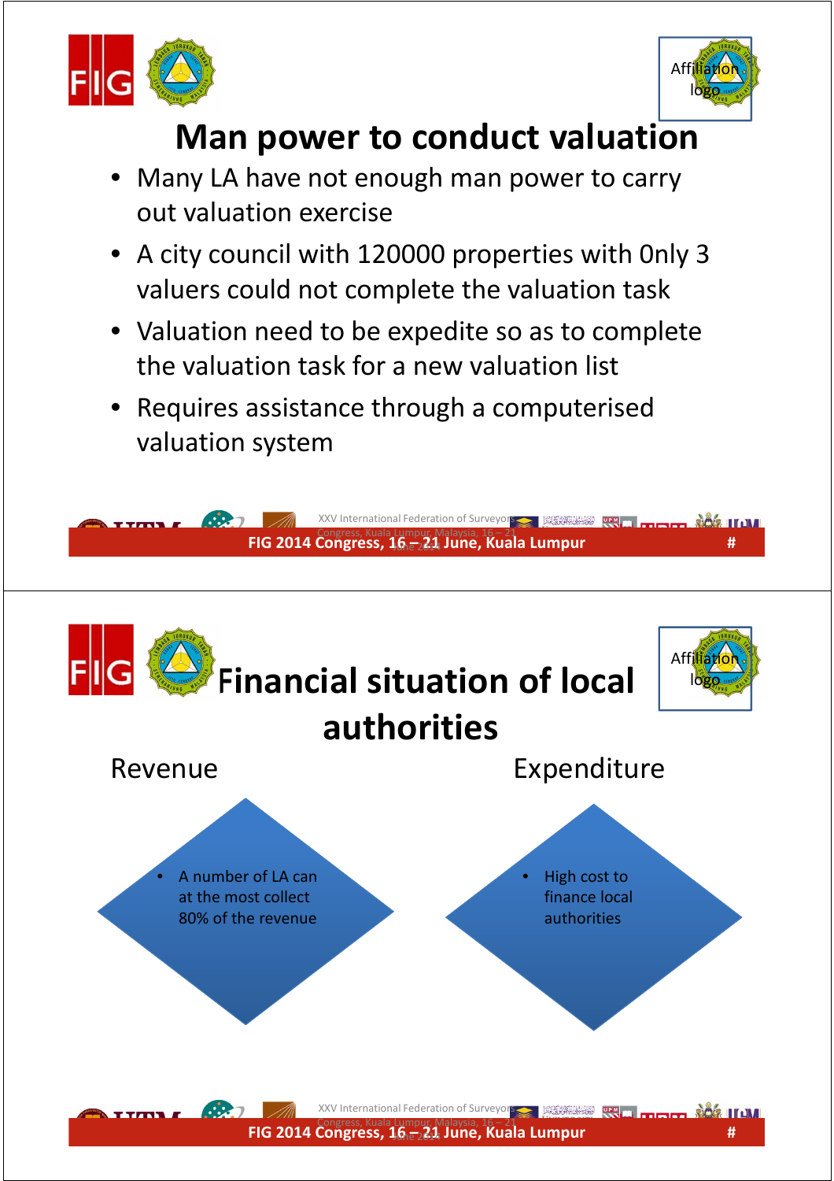# Man power to conduct valuation

- Many LA have not enough man power to carry out valuation exercise
- A city council with 120000 properties with 0nly 3 valuers could not complete the valuation task
- Valuation need to be expedite so as to complete the valuation task for a new valuation list
- Requires assistance through a computerised valuation system

# Financial situation of local authorities

**Revenue**

- A number of LA can at the most collect 80% of the revenue

**Expenditure**

- High cost to finance local authorities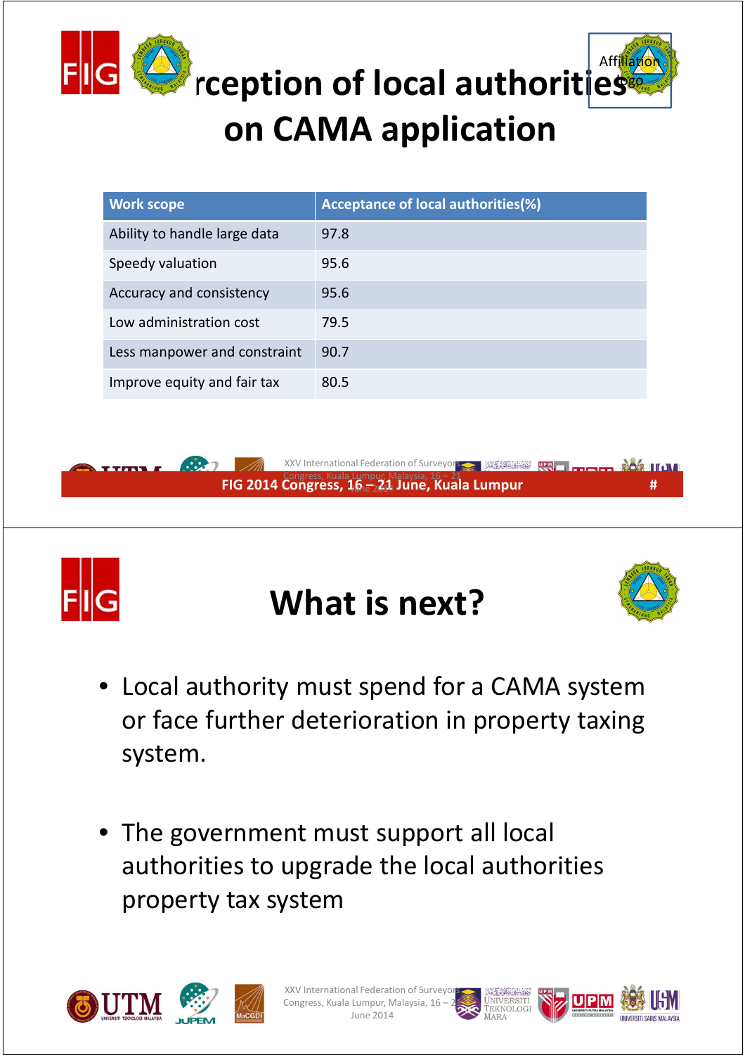# Perception of local authorities on CAMA application

| Work scope | Acceptance of local authorities(%) |
|---|---|
| Ability to handle large data | 97.8 |
| Speedy valuation | 95.6 |
| Accuracy and consistency | 95.6 |
| Low administration cost | 79.5 |
| Less manpower and constraint | 90.7 |
| Improve equity and fair tax | 80.5 |

# What is next?

- Local authority must spend for a CAMA system or face further deterioration in property taxing system.
- The government must support all local authorities to upgrade the local authorities property tax system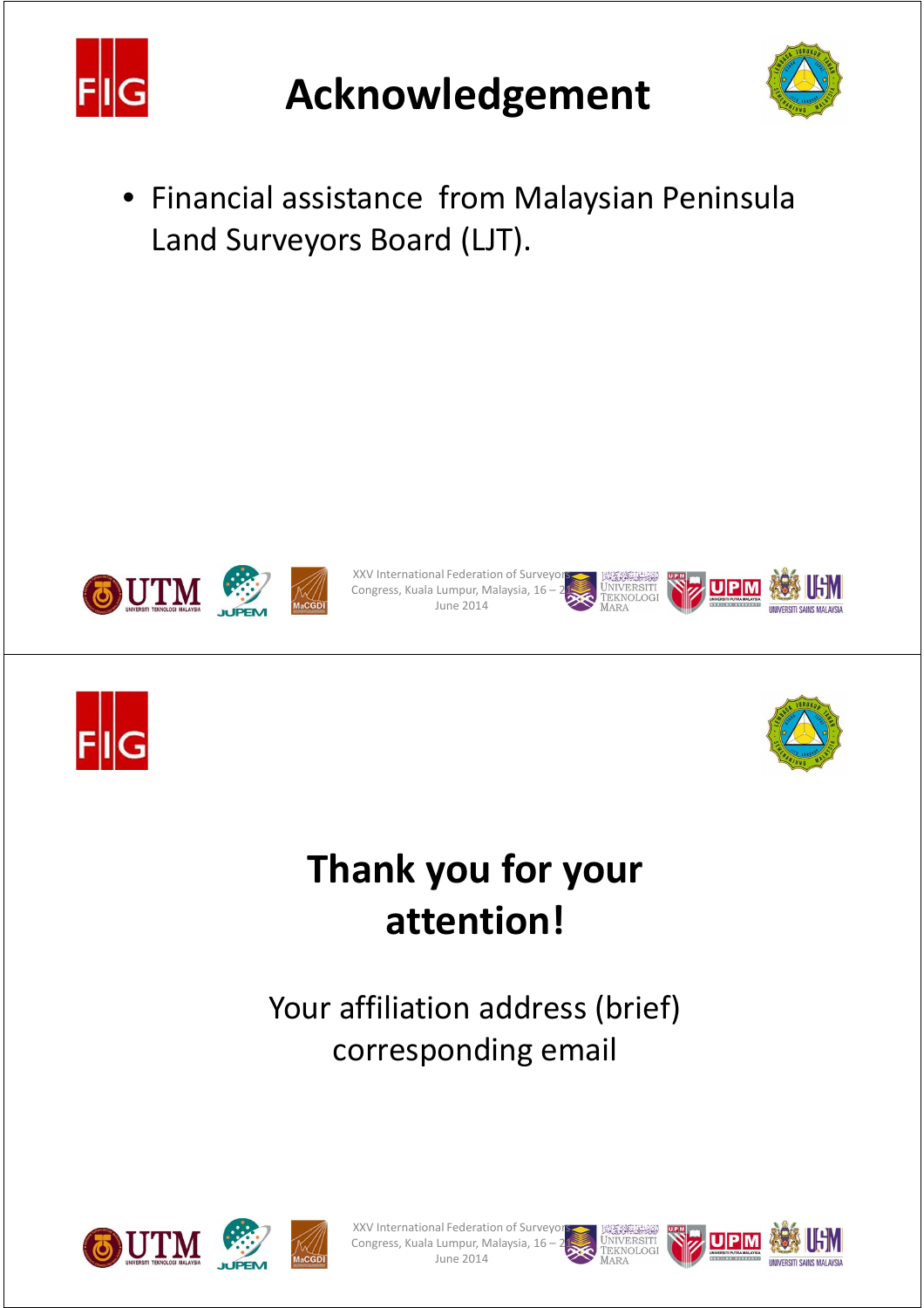# Acknowledgement

- Financial assistance from Malaysian Peninsula Land Surveyors Board (LJT).

# Thank you for your attention!

Your affiliation address (brief)
corresponding email